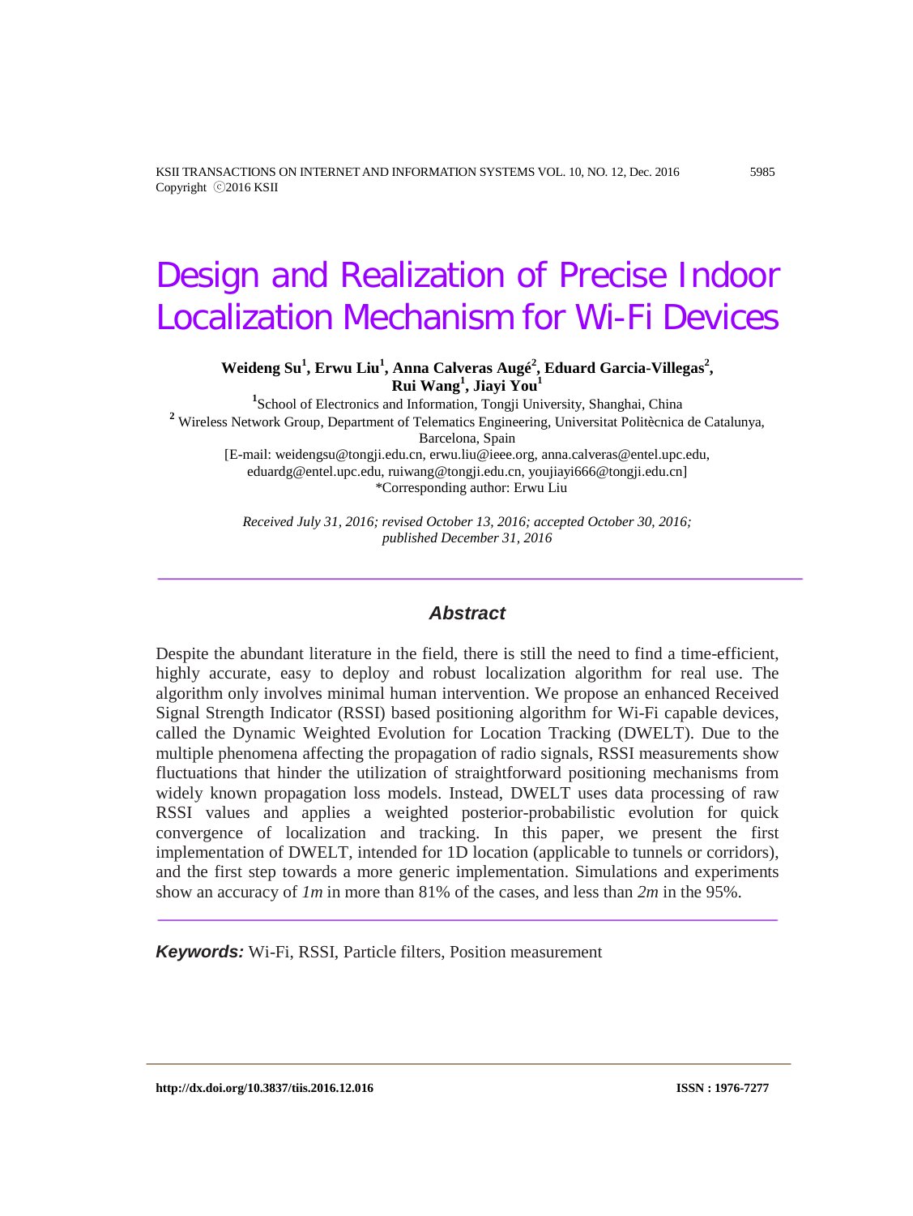# Design and Realization of Precise Indoor Localization Mechanism for Wi-Fi Devices

**Weideng Su[1], Erwu Liu[1], Anna Calveras Augé[2], Eduard Garcia-Villegas[2], Rui Wang[1], Jiayi You[1]**

[1] School of Electronics and Information, Tongji University, Shanghai, China

[2] Wireless Network Group, Department of Telematics Engineering, Universitat Politècnica de Catalunya, Barcelona, Spain

[E-mail: weidengsu@tongji.edu.cn, erwu.liu@ieee.org, anna.calveras@entel.upc.edu, eduardg@entel.upc.edu, ruiwang@tongji.edu.cn, youjiayi666@tongji.edu.cn]

*Corresponding author: Erwu Liu

*Received July 31, 2016; revised October 13, 2016; accepted October 30, 2016; published December 31, 2016*

## Abstract

Despite the abundant literature in the field, there is still the need to find a time-efficient, highly accurate, easy to deploy and robust localization algorithm for real use. The algorithm only involves minimal human intervention. We propose an enhanced Received Signal Strength Indicator (RSSI) based positioning algorithm for Wi-Fi capable devices, called the Dynamic Weighted Evolution for Location Tracking (DWELT). Due to the multiple phenomena affecting the propagation of radio signals, RSSI measurements show fluctuations that hinder the utilization of straightforward positioning mechanisms from widely known propagation loss models. Instead, DWELT uses data processing of raw RSSI values and applies a weighted posterior-probabilistic evolution for quick convergence of localization and tracking. In this paper, we present the first implementation of DWELT, intended for 1D location (applicable to tunnels or corridors), and the first step towards a more generic implementation. Simulations and experiments show an accuracy of *1m* in more than 81% of the cases, and less than *2m* in the 95%.

***Keywords:*** Wi-Fi, RSSI, Particle filters, Position measurement

http://dx.doi.org/10.3837/tiis.2016.12.016 ISSN : 1976-7277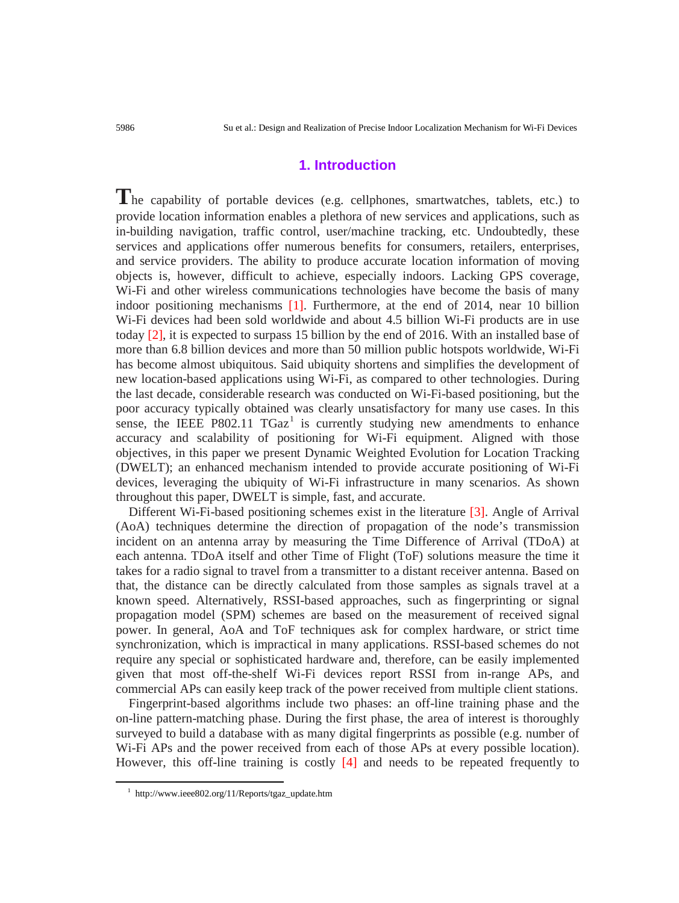## 1. Introduction

The capability of portable devices (e.g. cellphones, smartwatches, tablets, etc.) to provide location information enables a plethora of new services and applications, such as in-building navigation, traffic control, user/machine tracking, etc. Undoubtedly, these services and applications offer numerous benefits for consumers, retailers, enterprises, and service providers. The ability to produce accurate location information of moving objects is, however, difficult to achieve, especially indoors. Lacking GPS coverage, Wi-Fi and other wireless communications technologies have become the basis of many indoor positioning mechanisms [1]. Furthermore, at the end of 2014, near 10 billion Wi-Fi devices had been sold worldwide and about 4.5 billion Wi-Fi products are in use today [2], it is expected to surpass 15 billion by the end of 2016. With an installed base of more than 6.8 billion devices and more than 50 million public hotspots worldwide, Wi-Fi has become almost ubiquitous. Said ubiquity shortens and simplifies the development of new location-based applications using Wi-Fi, as compared to other technologies. During the last decade, considerable research was conducted on Wi-Fi-based positioning, but the poor accuracy typically obtained was clearly unsatisfactory for many use cases. In this sense, the IEEE P802.11 TGaz[1] is currently studying new amendments to enhance accuracy and scalability of positioning for Wi-Fi equipment. Aligned with those objectives, in this paper we present Dynamic Weighted Evolution for Location Tracking (DWELT); an enhanced mechanism intended to provide accurate positioning of Wi-Fi devices, leveraging the ubiquity of Wi-Fi infrastructure in many scenarios. As shown throughout this paper, DWELT is simple, fast, and accurate.

Different Wi-Fi-based positioning schemes exist in the literature [3]. Angle of Arrival (AoA) techniques determine the direction of propagation of the node's transmission incident on an antenna array by measuring the Time Difference of Arrival (TDoA) at each antenna. TDoA itself and other Time of Flight (ToF) solutions measure the time it takes for a radio signal to travel from a transmitter to a distant receiver antenna. Based on that, the distance can be directly calculated from those samples as signals travel at a known speed. Alternatively, RSSI-based approaches, such as fingerprinting or signal propagation model (SPM) schemes are based on the measurement of received signal power. In general, AoA and ToF techniques ask for complex hardware, or strict time synchronization, which is impractical in many applications. RSSI-based schemes do not require any special or sophisticated hardware and, therefore, can be easily implemented given that most off-the-shelf Wi-Fi devices report RSSI from in-range APs, and commercial APs can easily keep track of the power received from multiple client stations.

Fingerprint-based algorithms include two phases: an off-line training phase and the on-line pattern-matching phase. During the first phase, the area of interest is thoroughly surveyed to build a database with as many digital fingerprints as possible (e.g. number of Wi-Fi APs and the power received from each of those APs at every possible location). However, this off-line training is costly [4] and needs to be repeated frequently to

[1] http://www.ieee802.org/11/Reports/tgaz_update.htm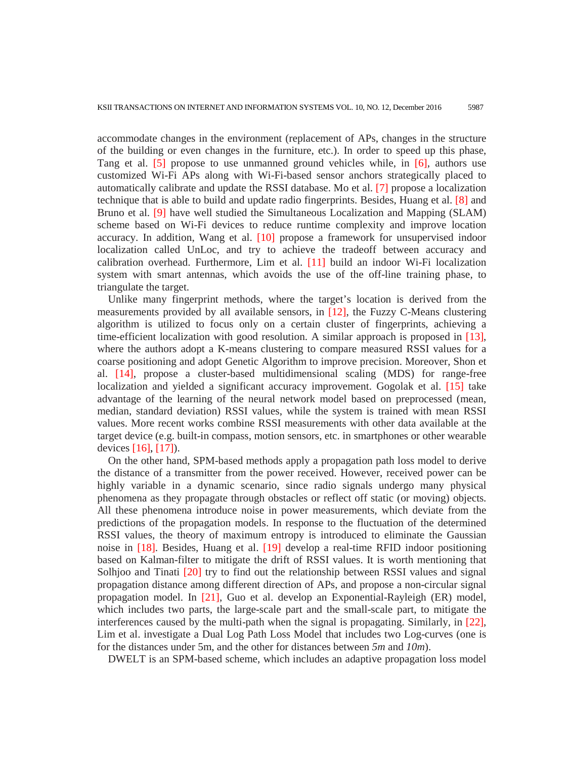accommodate changes in the environment (replacement of APs, changes in the structure of the building or even changes in the furniture, etc.). In order to speed up this phase, Tang et al. [5] propose to use unmanned ground vehicles while, in [6], authors use customized Wi-Fi APs along with Wi-Fi-based sensor anchors strategically placed to automatically calibrate and update the RSSI database. Mo et al. [7] propose a localization technique that is able to build and update radio fingerprints. Besides, Huang et al. [8] and Bruno et al. [9] have well studied the Simultaneous Localization and Mapping (SLAM) scheme based on Wi-Fi devices to reduce runtime complexity and improve location accuracy. In addition, Wang et al. [10] propose a framework for unsupervised indoor localization called UnLoc, and try to achieve the tradeoff between accuracy and calibration overhead. Furthermore, Lim et al. [11] build an indoor Wi-Fi localization system with smart antennas, which avoids the use of the off-line training phase, to triangulate the target.

Unlike many fingerprint methods, where the target's location is derived from the measurements provided by all available sensors, in [12], the Fuzzy C-Means clustering algorithm is utilized to focus only on a certain cluster of fingerprints, achieving a time-efficient localization with good resolution. A similar approach is proposed in [13], where the authors adopt a K-means clustering to compare measured RSSI values for a coarse positioning and adopt Genetic Algorithm to improve precision. Moreover, Shon et al. [14], propose a cluster-based multidimensional scaling (MDS) for range-free localization and yielded a significant accuracy improvement. Gogolak et al. [15] take advantage of the learning of the neural network model based on preprocessed (mean, median, standard deviation) RSSI values, while the system is trained with mean RSSI values. More recent works combine RSSI measurements with other data available at the target device (e.g. built-in compass, motion sensors, etc. in smartphones or other wearable devices [16], [17]).

On the other hand, SPM-based methods apply a propagation path loss model to derive the distance of a transmitter from the power received. However, received power can be highly variable in a dynamic scenario, since radio signals undergo many physical phenomena as they propagate through obstacles or reflect off static (or moving) objects. All these phenomena introduce noise in power measurements, which deviate from the predictions of the propagation models. In response to the fluctuation of the determined RSSI values, the theory of maximum entropy is introduced to eliminate the Gaussian noise in [18]. Besides, Huang et al. [19] develop a real-time RFID indoor positioning based on Kalman-filter to mitigate the drift of RSSI values. It is worth mentioning that Solhjoo and Tinati [20] try to find out the relationship between RSSI values and signal propagation distance among different direction of APs, and propose a non-circular signal propagation model. In [21], Guo et al. develop an Exponential-Rayleigh (ER) model, which includes two parts, the large-scale part and the small-scale part, to mitigate the interferences caused by the multi-path when the signal is propagating. Similarly, in [22], Lim et al. investigate a Dual Log Path Loss Model that includes two Log-curves (one is for the distances under 5m, and the other for distances between *5m* and *10m*).

DWELT is an SPM-based scheme, which includes an adaptive propagation loss model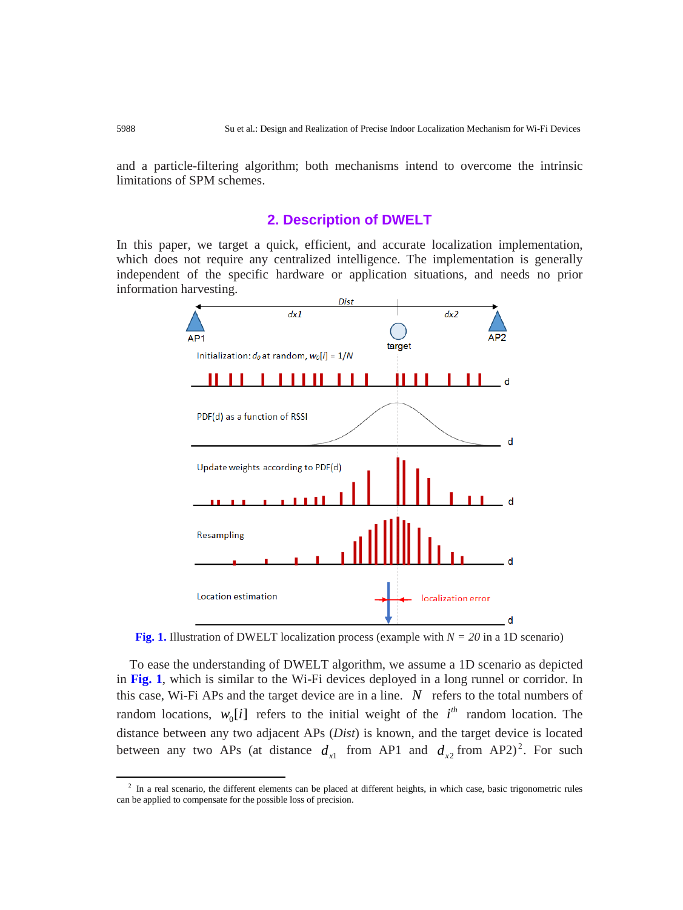and a particle-filtering algorithm; both mechanisms intend to overcome the intrinsic limitations of SPM schemes.

## 2. Description of DWELT

In this paper, we target a quick, efficient, and accurate localization implementation, which does not require any centralized intelligence. The implementation is generally independent of the specific hardware or application situations, and needs no prior information harvesting.

**Fig. 1.** Illustration of DWELT localization process (example with $N$ = *20* in a 1D scenario)

To ease the understanding of DWELT algorithm, we assume a 1D scenario as depicted in **Fig. 1**, which is similar to the Wi-Fi devices deployed in a long runnel or corridor. In this case, Wi-Fi APs and the target device are in a line. $N$ refers to the total numbers of random locations, $w_0[i]$ refers to the initial weight of the $i^{th}$ random location. The distance between any two adjacent APs (*Dist*) is known, and the target device is located between any two APs (at distance $d_{x1}$ from AP1 and $d_{x2}$ from AP2)[2]. For such

---

[2] In a real scenario, the different elements can be placed at different heights, in which case, basic trigonometric rules can be applied to compensate for the possible loss of precision.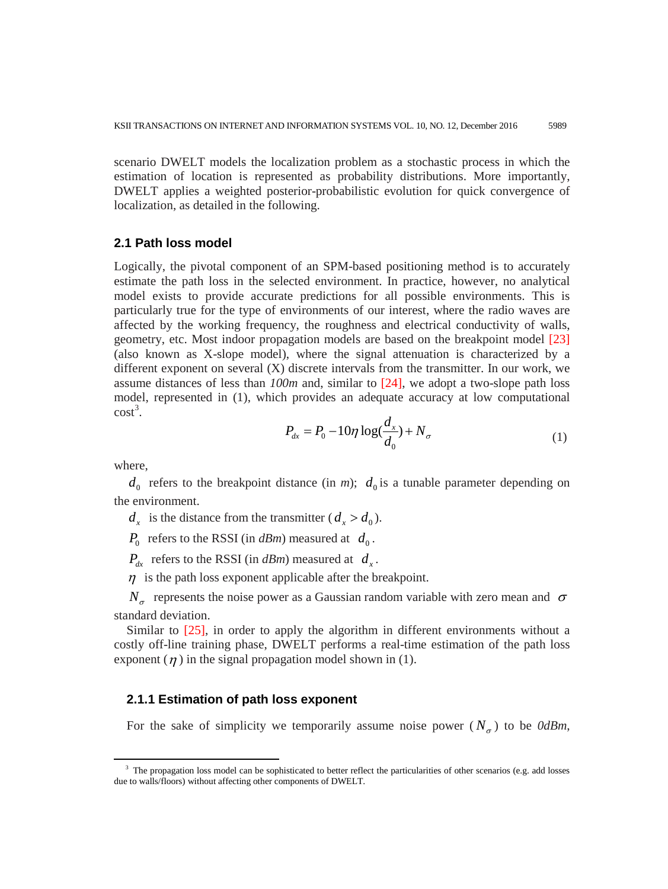scenario DWELT models the localization problem as a stochastic process in which the estimation of location is represented as probability distributions. More importantly, DWELT applies a weighted posterior-probabilistic evolution for quick convergence of localization, as detailed in the following.

### 2.1 Path loss model

Logically, the pivotal component of an SPM-based positioning method is to accurately estimate the path loss in the selected environment. In practice, however, no analytical model exists to provide accurate predictions for all possible environments. This is particularly true for the type of environments of our interest, where the radio waves are affected by the working frequency, the roughness and electrical conductivity of walls, geometry, etc. Most indoor propagation models are based on the breakpoint model [23] (also known as X-slope model), where the signal attenuation is characterized by a different exponent on several (X) discrete intervals from the transmitter. In our work, we assume distances of less than *100m* and, similar to [24], we adopt a two-slope path loss model, represented in (1), which provides an adequate accuracy at low computational cost[3].

$$P_{dx} = P_0 - 10\eta \log(\frac{d_x}{d_0}) + N_\sigma \tag{1}$$

where,

$d_0$ refers to the breakpoint distance (in *m*); $d_0$ is a tunable parameter depending on the environment.

$d_x$ is the distance from the transmitter ($d_x > d_0$).

$P_0$ refers to the RSSI (in *dBm*) measured at $d_0$.

$P_{dx}$ refers to the RSSI (in *dBm*) measured at $d_x$.

$\eta$ is the path loss exponent applicable after the breakpoint.

$N_\sigma$ represents the noise power as a Gaussian random variable with zero mean and $\sigma$ standard deviation.

Similar to [25], in order to apply the algorithm in different environments without a costly off-line training phase, DWELT performs a real-time estimation of the path loss exponent ($\eta$) in the signal propagation model shown in (1).

#### 2.1.1 Estimation of path loss exponent

For the sake of simplicity we temporarily assume noise power ($N_\sigma$) to be *0dBm*,

---

[3] The propagation loss model can be sophisticated to better reflect the particularities of other scenarios (e.g. add losses due to walls/floors) without affecting other components of DWELT.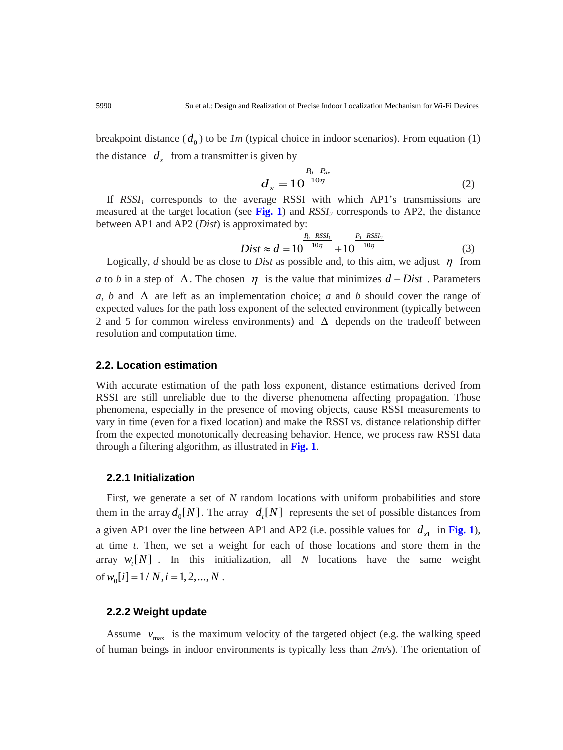breakpoint distance ($d_0$) to be *1m* (typical choice in indoor scenarios). From equation (1) the distance $d_x$ from a transmitter is given by

$$d_x = 10^{\frac{P_0 - P_{dx}}{10\eta}} \tag{2}$$

If $RSSI_1$ corresponds to the average RSSI with which AP1's transmissions are measured at the target location (see **Fig. 1**) and $RSSI_2$ corresponds to AP2, the distance between AP1 and AP2 (*Dist*) is approximated by:

$$Dist \approx d = 10^{\frac{P_0 - RSSI_1}{10\eta}} + 10^{\frac{P_0 - RSSI_2}{10\eta}} \tag{3}$$

Logically, *d* should be as close to *Dist* as possible and, to this aim, we adjust $\eta$ from *a* to *b* in a step of $\Delta$. The chosen $\eta$ is the value that minimizes $|d - Dist|$. Parameters *a*, *b* and $\Delta$ are left as an implementation choice; *a* and *b* should cover the range of expected values for the path loss exponent of the selected environment (typically between 2 and 5 for common wireless environments) and $\Delta$ depends on the tradeoff between resolution and computation time.

## 2.2. Location estimation

With accurate estimation of the path loss exponent, distance estimations derived from RSSI are still unreliable due to the diverse phenomena affecting propagation. Those phenomena, especially in the presence of moving objects, cause RSSI measurements to vary in time (even for a fixed location) and make the RSSI vs. distance relationship differ from the expected monotonically decreasing behavior. Hence, we process raw RSSI data through a filtering algorithm, as illustrated in **Fig. 1**.

### 2.2.1 Initialization

First, we generate a set of *N* random locations with uniform probabilities and store them in the array $d_0[N]$. The array $d_t[N]$ represents the set of possible distances from a given AP1 over the line between AP1 and AP2 (i.e. possible values for $d_{x1}$ in **Fig. 1**), at time *t*. Then, we set a weight for each of those locations and store them in the array $w_t[N]$. In this initialization, all *N* locations have the same weight of $w_0[i] = 1/N, i = 1, 2, ..., N$.

### 2.2.2 Weight update

Assume $v_{\max}$ is the maximum velocity of the targeted object (e.g. the walking speed of human beings in indoor environments is typically less than *2m/s*). The orientation of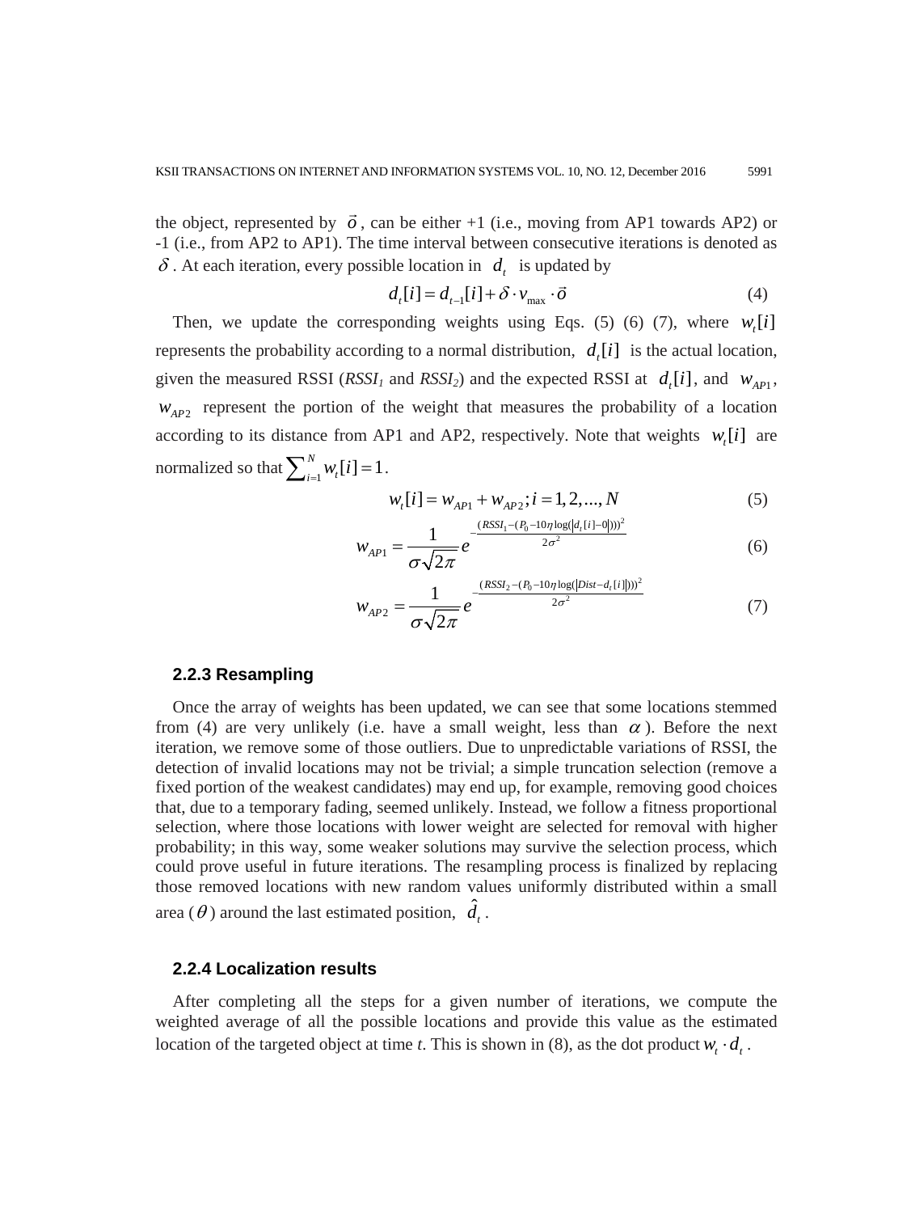the object, represented by $\vec{o}$, can be either +1 (i.e., moving from AP1 towards AP2) or -1 (i.e., from AP2 to AP1). The time interval between consecutive iterations is denoted as $\delta$. At each iteration, every possible location in $d_t$ is updated by

$$d_t[i] = d_{t-1}[i] + \delta \cdot v_{\max} \cdot \vec{o} \tag{4}$$

Then, we update the corresponding weights using Eqs. (5) (6) (7), where $w_t[i]$ represents the probability according to a normal distribution, $d_t[i]$ is the actual location, given the measured RSSI ($RSSI_1$ and $RSSI_2$) and the expected RSSI at $d_t[i]$, and $w_{AP1}$, $w_{AP2}$ represent the portion of the weight that measures the probability of a location according to its distance from AP1 and AP2, respectively. Note that weights $w_t[i]$ are normalized so that $\sum_{i=1}^{N} w_t[i] = 1$.

$$w_t[i] = w_{AP1} + w_{AP2}; i = 1, 2, ..., N \tag{5}$$

$$w_{AP1} = \frac{1}{\sigma\sqrt{2\pi}} e^{-\frac{(RSSI_1 - (P_0 - 10\eta \log(|d_t[i] - 0|)))^2}{2\sigma^2}} \tag{6}$$

$$w_{AP2} = \frac{1}{\sigma\sqrt{2\pi}} e^{-\frac{(RSSI_2 - (P_0 - 10\eta \log(|Dist - d_t[i]|)))^2}{2\sigma^2}} \tag{7}$$

### 2.2.3 Resampling

Once the array of weights has been updated, we can see that some locations stemmed from (4) are very unlikely (i.e. have a small weight, less than $\alpha$). Before the next iteration, we remove some of those outliers. Due to unpredictable variations of RSSI, the detection of invalid locations may not be trivial; a simple truncation selection (remove a fixed portion of the weakest candidates) may end up, for example, removing good choices that, due to a temporary fading, seemed unlikely. Instead, we follow a fitness proportional selection, where those locations with lower weight are selected for removal with higher probability; in this way, some weaker solutions may survive the selection process, which could prove useful in future iterations. The resampling process is finalized by replacing those removed locations with new random values uniformly distributed within a small area ($\theta$) around the last estimated position, $\hat{d}_t$.

### 2.2.4 Localization results

After completing all the steps for a given number of iterations, we compute the weighted average of all the possible locations and provide this value as the estimated location of the targeted object at time *t*. This is shown in (8), as the dot product $w_t \cdot d_t$.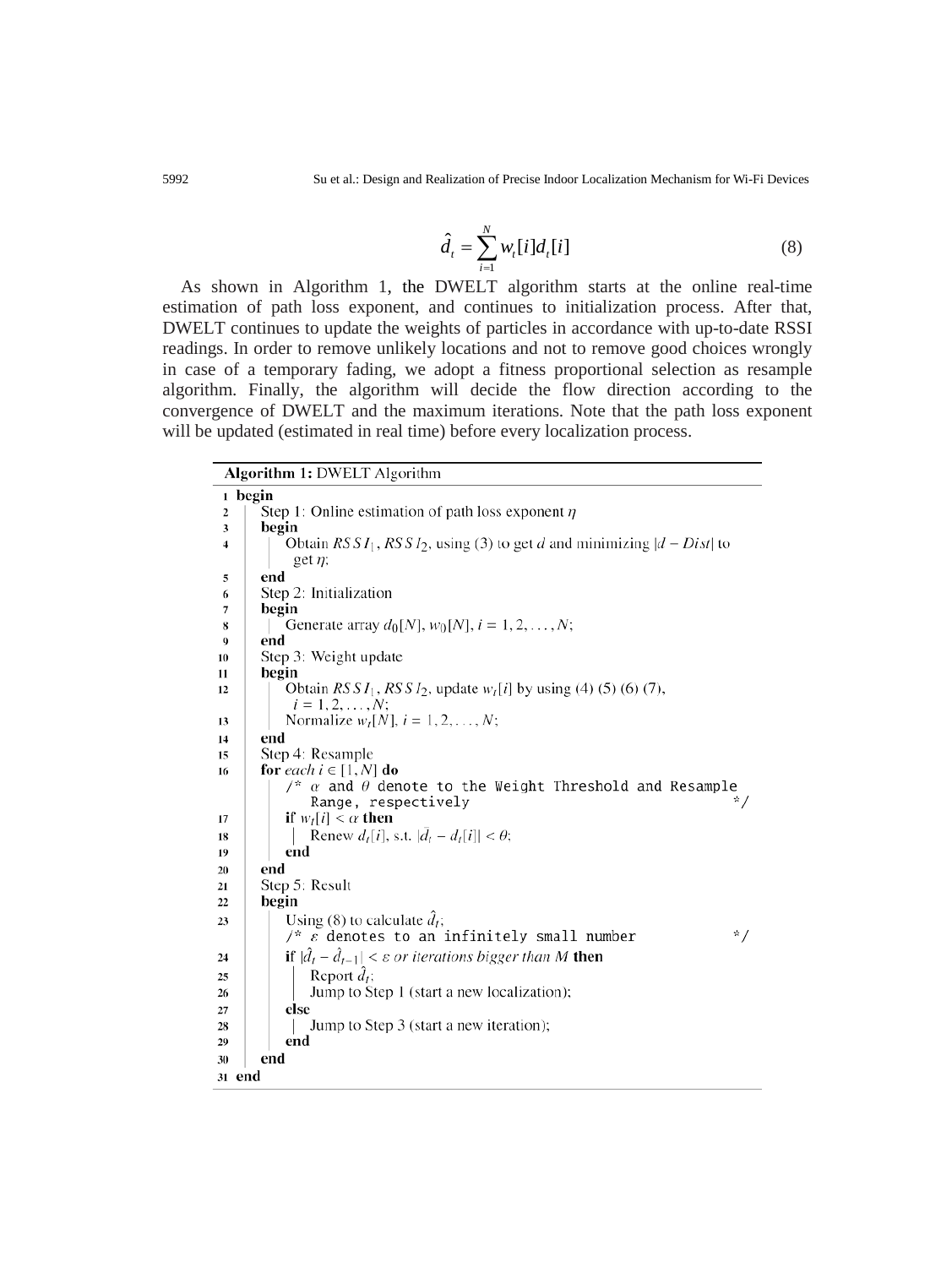$$\hat{d}_t = \sum_{i=1}^{N} w_t[i] d_t[i] \tag{8}$$

As shown in Algorithm 1, the DWELT algorithm starts at the online real-time estimation of path loss exponent, and continues to initialization process. After that, DWELT continues to update the weights of particles in accordance with up-to-date RSSI readings. In order to remove unlikely locations and not to remove good choices wrongly in case of a temporary fading, we adopt a fitness proportional selection as resample algorithm. Finally, the algorithm will decide the flow direction according to the convergence of DWELT and the maximum iterations. Note that the path loss exponent will be updated (estimated in real time) before every localization process.

**Algorithm 1:** DWELT Algorithm

```
1  begin
2      Step 1: Online estimation of path loss exponent η
3      begin
4          Obtain RSSI_1, RSSI_2, using (3) to get d and minimizing |d − Dist| to
             get η;
5      end
6      Step 2: Initialization
7      begin
8          Generate array d_0[N], w_0[N], i = 1, 2, ..., N;
9      end
10     Step 3: Weight update
11     begin
12         Obtain RSSI_1, RSSI_2, update w_t[i] by using (4) (5) (6) (7),
             i = 1, 2, ..., N;
13         Normalize w_t[N], i = 1, 2, ..., N;
14     end
15     Step 4: Resample
16     for each i ∈ [1, N] do
           /* α and θ denote to the Weight Threshold and Resample
              Range, respectively                                    */
17         if w_t[i] < α then
18             Renew d_t[i], s.t. |d̄_t − d_t[i]| < θ;
19         end
20     end
21     Step 5: Result
22     begin
23         Using (8) to calculate d̂_t;
           /* ε denotes to an infinitely small number                */
24         if |d̂_t − d̂_{t−1}| < ε or iterations bigger than M then
25             Report d̂_t;
26             Jump to Step 1 (start a new localization);
27         else
28             Jump to Step 3 (start a new iteration);
29         end
30     end
31 end
```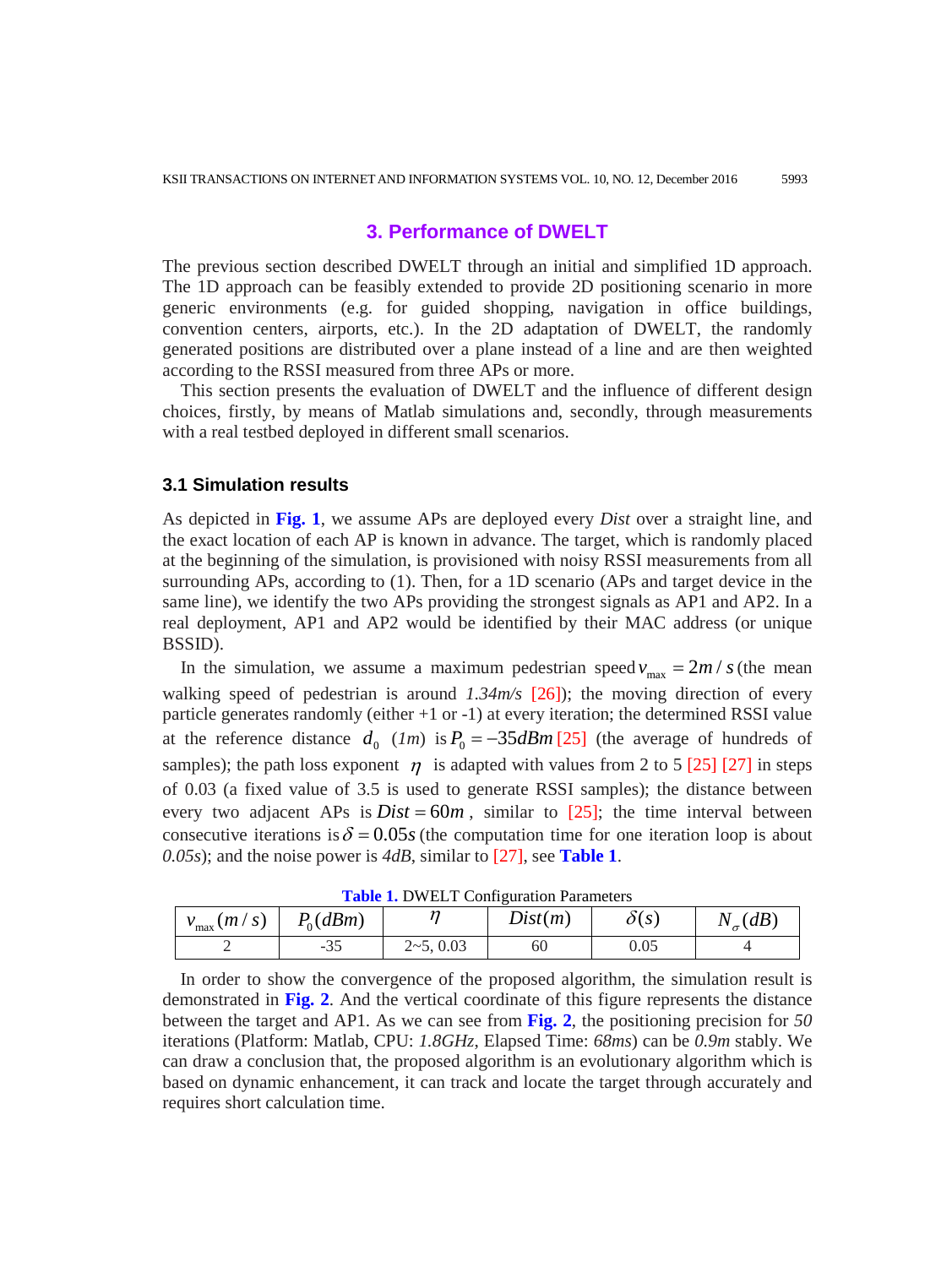## 3. Performance of DWELT

The previous section described DWELT through an initial and simplified 1D approach. The 1D approach can be feasibly extended to provide 2D positioning scenario in more generic environments (e.g. for guided shopping, navigation in office buildings, convention centers, airports, etc.). In the 2D adaptation of DWELT, the randomly generated positions are distributed over a plane instead of a line and are then weighted according to the RSSI measured from three APs or more.

This section presents the evaluation of DWELT and the influence of different design choices, firstly, by means of Matlab simulations and, secondly, through measurements with a real testbed deployed in different small scenarios.

### 3.1 Simulation results

As depicted in **Fig. 1**, we assume APs are deployed every *Dist* over a straight line, and the exact location of each AP is known in advance. The target, which is randomly placed at the beginning of the simulation, is provisioned with noisy RSSI measurements from all surrounding APs, according to (1). Then, for a 1D scenario (APs and target device in the same line), we identify the two APs providing the strongest signals as AP1 and AP2. In a real deployment, AP1 and AP2 would be identified by their MAC address (or unique BSSID).

In the simulation, we assume a maximum pedestrian speed $v_{\max} = 2m/s$ (the mean walking speed of pedestrian is around *1.34m/s* [26]); the moving direction of every particle generates randomly (either +1 or -1) at every iteration; the determined RSSI value at the reference distance $d_0$ (*1m*) is $P_0 = -35dBm$ [25] (the average of hundreds of samples); the path loss exponent $\eta$ is adapted with values from 2 to 5 [25] [27] in steps of 0.03 (a fixed value of 3.5 is used to generate RSSI samples); the distance between every two adjacent APs is $Dist = 60m$, similar to [25]; the time interval between consecutive iterations is $\delta = 0.05s$ (the computation time for one iteration loop is about *0.05s*); and the noise power is *4dB*, similar to [27], see **Table 1**.

**Table 1.** DWELT Configuration Parameters

| $v_{\max}(m/s)$ | $P_0(dBm)$ | $\eta$ | $Dist(m)$ | $\delta(s)$ | $N_\sigma(dB)$ |
|---|---|---|---|---|---|
| 2 | -35 | 2~5, 0.03 | 60 | 0.05 | 4 |

In order to show the convergence of the proposed algorithm, the simulation result is demonstrated in **Fig. 2**. And the vertical coordinate of this figure represents the distance between the target and AP1. As we can see from **Fig. 2**, the positioning precision for *50* iterations (Platform: Matlab, CPU: *1.8GHz*, Elapsed Time: *68ms*) can be *0.9m* stably. We can draw a conclusion that, the proposed algorithm is an evolutionary algorithm which is based on dynamic enhancement, it can track and locate the target through accurately and requires short calculation time.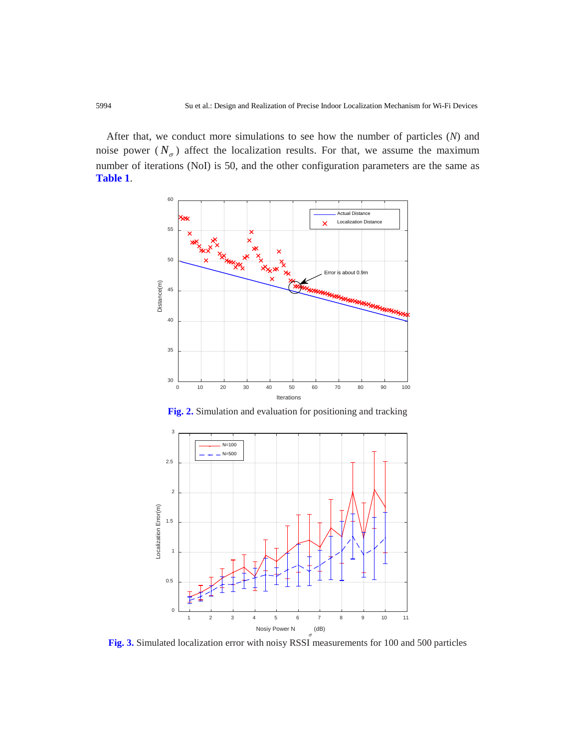After that, we conduct more simulations to see how the number of particles ($N$) and noise power ($N_{\sigma}$) affect the localization results. For that, we assume the maximum number of iterations (NoI) is 50, and the other configuration parameters are the same as **Table 1**.

**Fig. 2.** Simulation and evaluation for positioning and tracking

**Fig. 3.** Simulated localization error with noisy RSSI measurements for 100 and 500 particles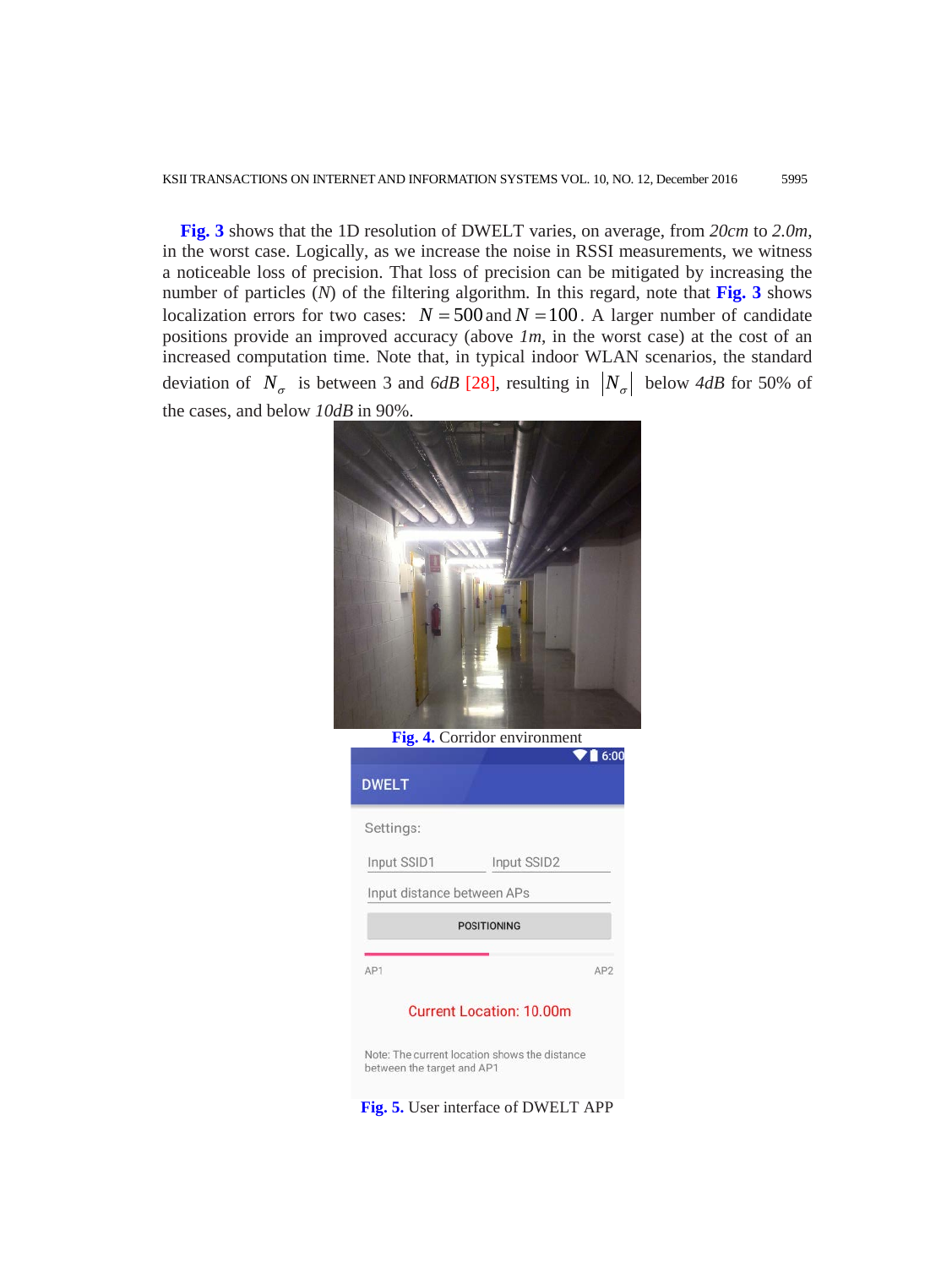**Fig. 3** shows that the 1D resolution of DWELT varies, on average, from *20cm* to *2.0m*, in the worst case. Logically, as we increase the noise in RSSI measurements, we witness a noticeable loss of precision. That loss of precision can be mitigated by increasing the number of particles ($N$) of the filtering algorithm. In this regard, note that **Fig. 3** shows localization errors for two cases: $N = 500$ and $N = 100$. A larger number of candidate positions provide an improved accuracy (above *1m*, in the worst case) at the cost of an increased computation time. Note that, in typical indoor WLAN scenarios, the standard deviation of $N_\sigma$ is between 3 and *6dB* [28], resulting in $|N_\sigma|$ below *4dB* for 50% of the cases, and below *10dB* in 90%.

**Fig. 4.** Corridor environment

**Fig. 5.** User interface of DWELT APP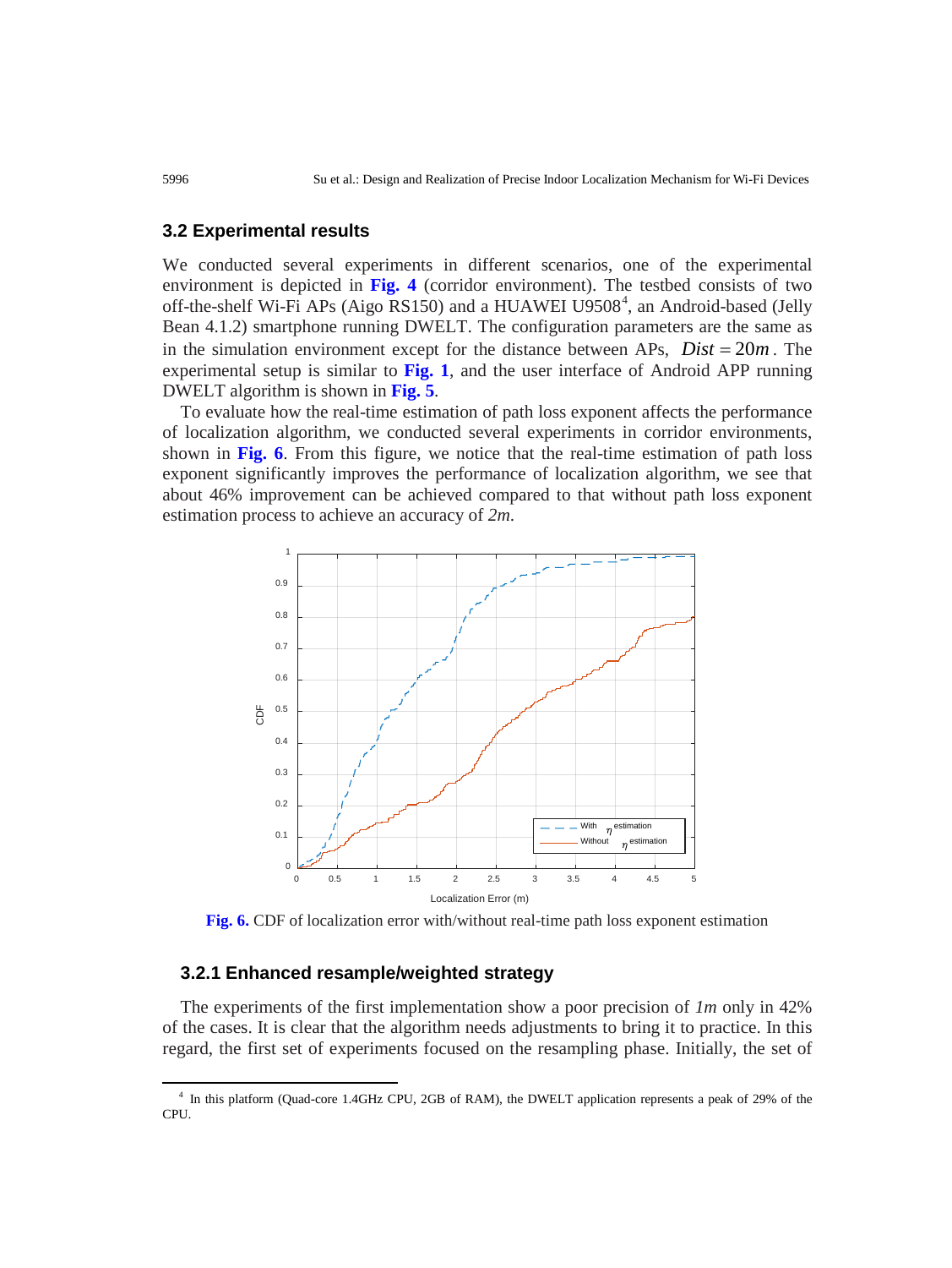## 3.2 Experimental results

We conducted several experiments in different scenarios, one of the experimental environment is depicted in **Fig. 4** (corridor environment). The testbed consists of two off-the-shelf Wi-Fi APs (Aigo RS150) and a HUAWEI U9508[4], an Android-based (Jelly Bean 4.1.2) smartphone running DWELT. The configuration parameters are the same as in the simulation environment except for the distance between APs, $Dist = 20m$. The experimental setup is similar to **Fig. 1**, and the user interface of Android APP running DWELT algorithm is shown in **Fig. 5**.

To evaluate how the real-time estimation of path loss exponent affects the performance of localization algorithm, we conducted several experiments in corridor environments, shown in **Fig. 6**. From this figure, we notice that the real-time estimation of path loss exponent significantly improves the performance of localization algorithm, we see that about 46% improvement can be achieved compared to that without path loss exponent estimation process to achieve an accuracy of *2m*.

**Fig. 6.** CDF of localization error with/without real-time path loss exponent estimation

### 3.2.1 Enhanced resample/weighted strategy

The experiments of the first implementation show a poor precision of *1m* only in 42% of the cases. It is clear that the algorithm needs adjustments to bring it to practice. In this regard, the first set of experiments focused on the resampling phase. Initially, the set of

[4] In this platform (Quad-core 1.4GHz CPU, 2GB of RAM), the DWELT application represents a peak of 29% of the CPU.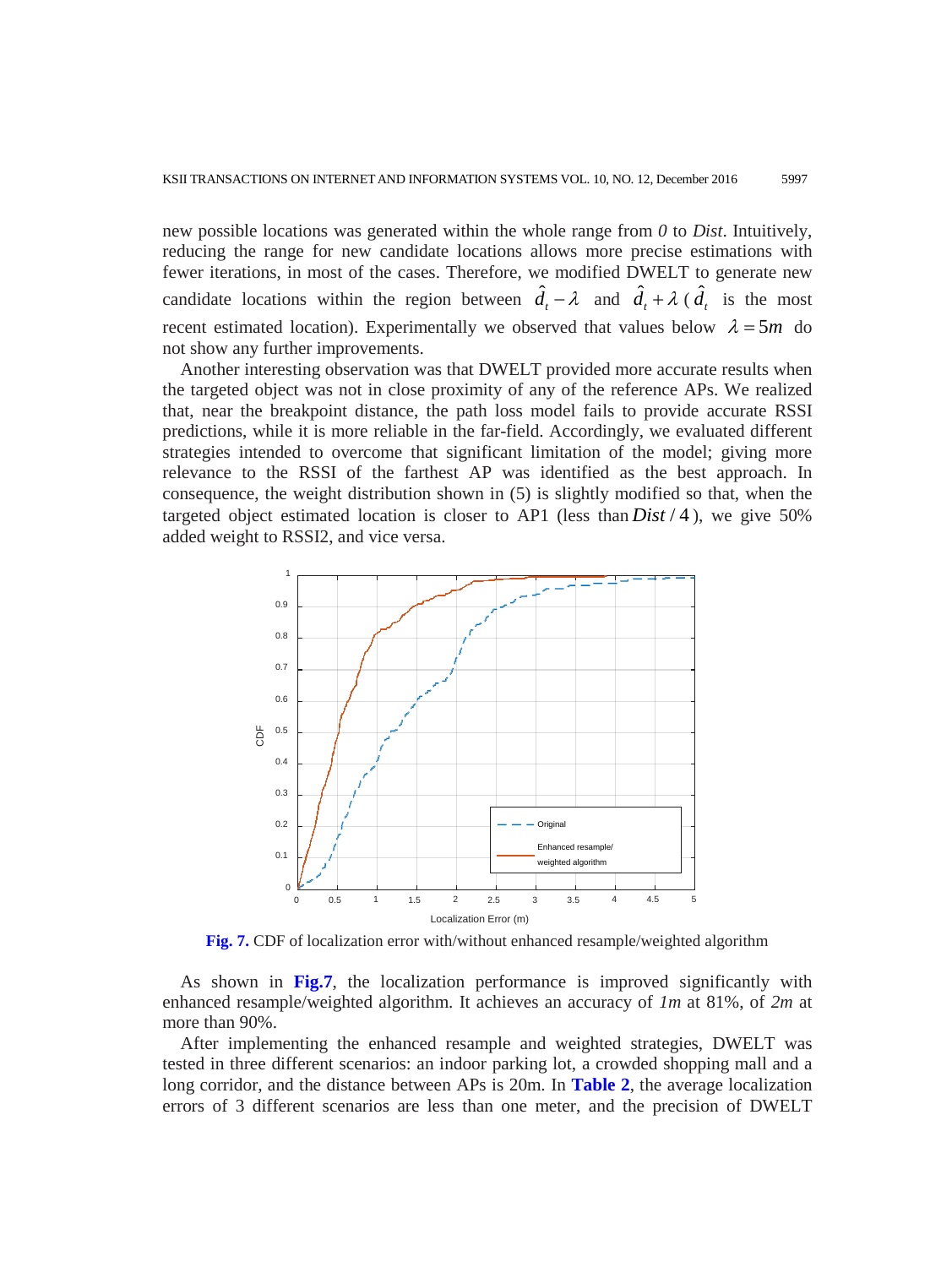new possible locations was generated within the whole range from *0* to *Dist*. Intuitively, reducing the range for new candidate locations allows more precise estimations with fewer iterations, in most of the cases. Therefore, we modified DWELT to generate new candidate locations within the region between $\hat{d}_t - \lambda$ and $\hat{d}_t + \lambda$ ($\hat{d}_t$ is the most recent estimated location). Experimentally we observed that values below $\lambda = 5m$ do not show any further improvements.

Another interesting observation was that DWELT provided more accurate results when the targeted object was not in close proximity of any of the reference APs. We realized that, near the breakpoint distance, the path loss model fails to provide accurate RSSI predictions, while it is more reliable in the far-field. Accordingly, we evaluated different strategies intended to overcome that significant limitation of the model; giving more relevance to the RSSI of the farthest AP was identified as the best approach. In consequence, the weight distribution shown in (5) is slightly modified so that, when the targeted object estimated location is closer to AP1 (less than $Dist/4$), we give 50% added weight to RSSI2, and vice versa.

**Fig. 7.** CDF of localization error with/without enhanced resample/weighted algorithm

As shown in **Fig.7**, the localization performance is improved significantly with enhanced resample/weighted algorithm. It achieves an accuracy of *1m* at 81%, of *2m* at more than 90%.

After implementing the enhanced resample and weighted strategies, DWELT was tested in three different scenarios: an indoor parking lot, a crowded shopping mall and a long corridor, and the distance between APs is 20m. In **Table 2**, the average localization errors of 3 different scenarios are less than one meter, and the precision of DWELT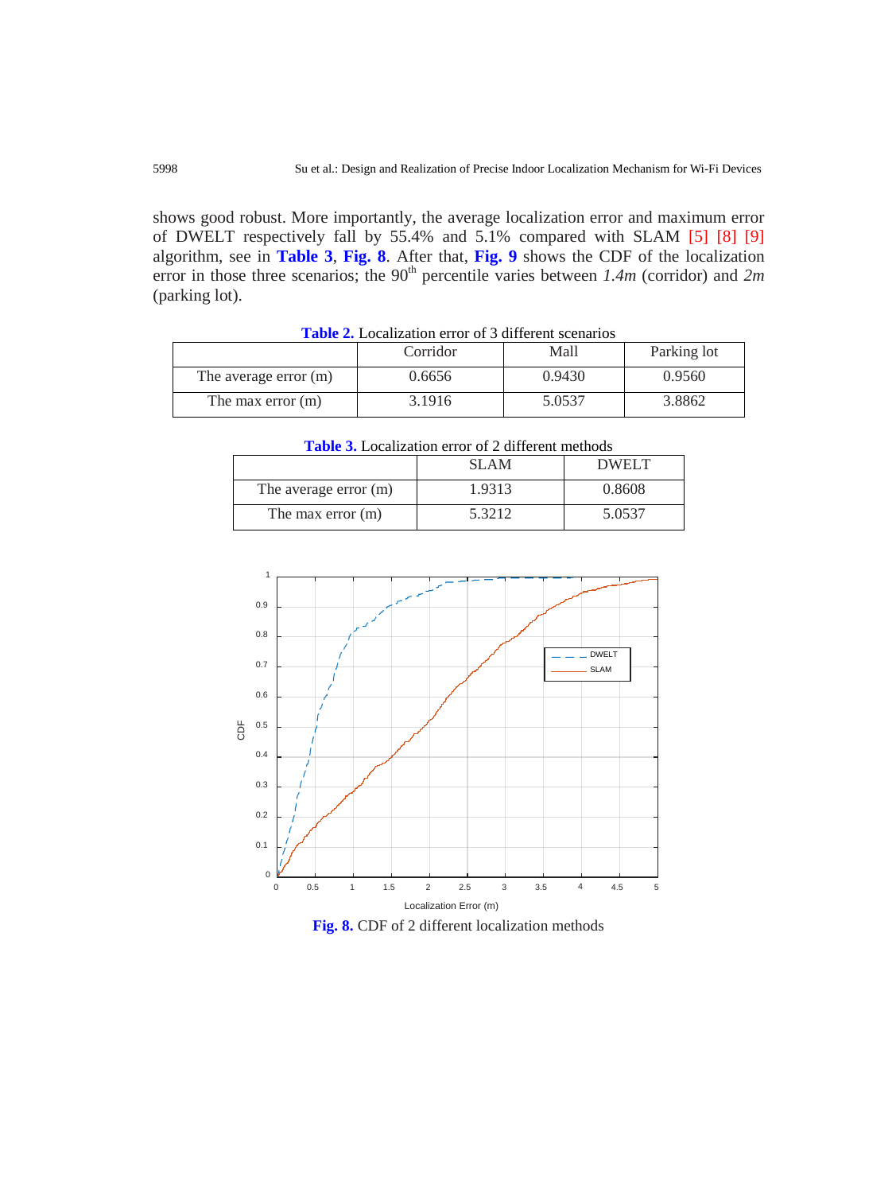shows good robust. More importantly, the average localization error and maximum error of DWELT respectively fall by 55.4% and 5.1% compared with SLAM [5] [8] [9] algorithm, see in **Table 3**, **Fig. 8**. After that, **Fig. 9** shows the CDF of the localization error in those three scenarios; the 90th percentile varies between *1.4m* (corridor) and *2m* (parking lot).

**Table 2.** Localization error of 3 different scenarios

| | Corridor | Mall | Parking lot |
|---|---|---|---|
| The average error (m) | 0.6656 | 0.9430 | 0.9560 |
| The max error (m) | 3.1916 | 5.0537 | 3.8862 |

**Table 3.** Localization error of 2 different methods

| | SLAM | DWELT |
|---|---|---|
| The average error (m) | 1.9313 | 0.8608 |
| The max error (m) | 5.3212 | 5.0537 |

**Fig. 8.** CDF of 2 different localization methods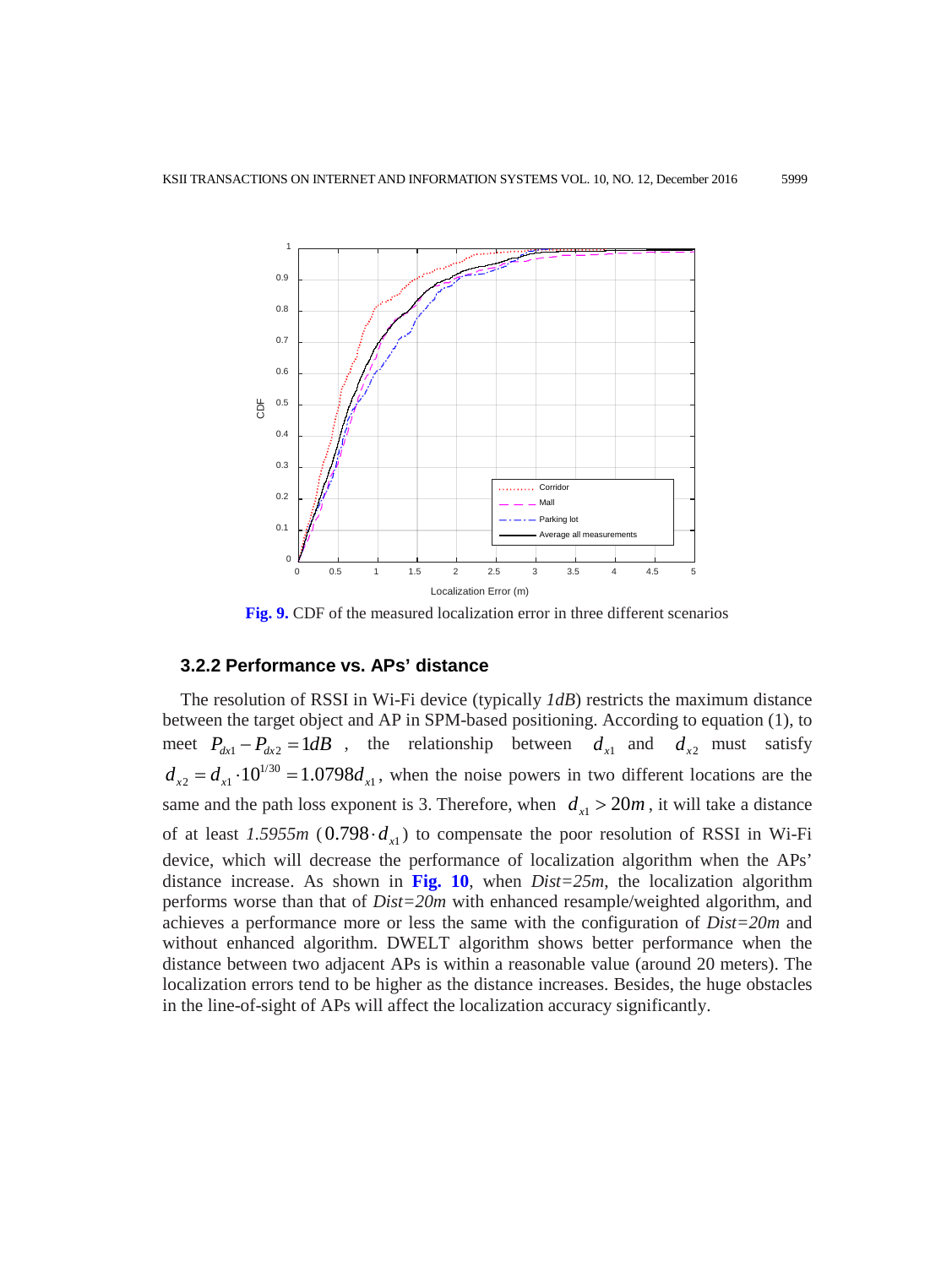Fig. 9. CDF of the measured localization error in three different scenarios

### 3.2.2 Performance vs. APs' distance

The resolution of RSSI in Wi-Fi device (typically *1dB*) restricts the maximum distance between the target object and AP in SPM-based positioning. According to equation (1), to meet $P_{dx1} - P_{dx2} = 1dB$ , the relationship between $d_{x1}$ and $d_{x2}$ must satisfy $d_{x2} = d_{x1} \cdot 10^{1/30} = 1.0798 d_{x1}$, when the noise powers in two different locations are the same and the path loss exponent is 3. Therefore, when $d_{x1} > 20m$, it will take a distance of at least *1.5955m* ($0.798 \cdot d_{x1}$) to compensate the poor resolution of RSSI in Wi-Fi device, which will decrease the performance of localization algorithm when the APs' distance increase. As shown in **Fig. 10**, when *Dist=25m*, the localization algorithm performs worse than that of *Dist=20m* with enhanced resample/weighted algorithm, and achieves a performance more or less the same with the configuration of *Dist=20m* and without enhanced algorithm. DWELT algorithm shows better performance when the distance between two adjacent APs is within a reasonable value (around 20 meters). The localization errors tend to be higher as the distance increases. Besides, the huge obstacles in the line-of-sight of APs will affect the localization accuracy significantly.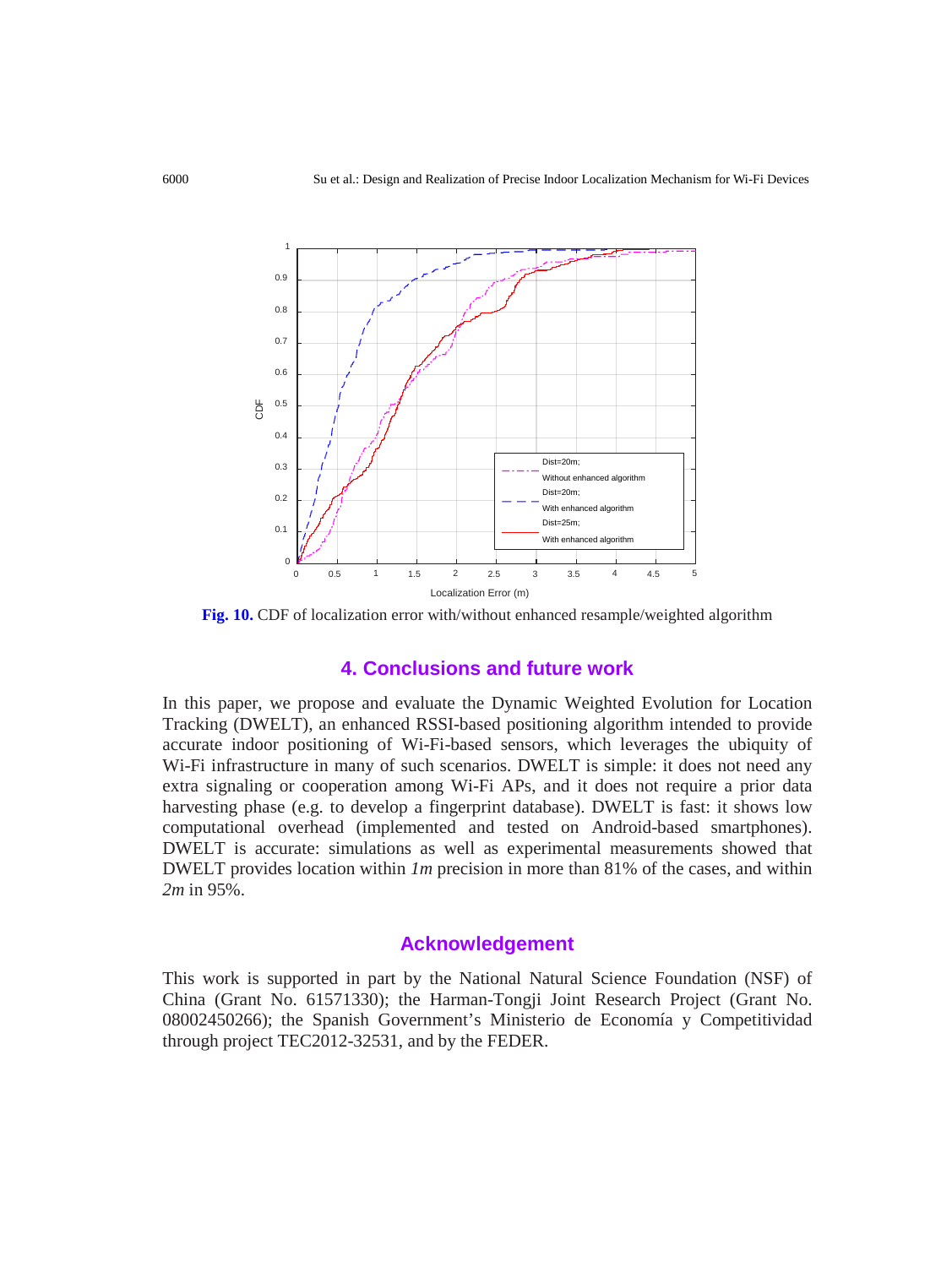**Fig. 10.** CDF of localization error with/without enhanced resample/weighted algorithm

## 4. Conclusions and future work

In this paper, we propose and evaluate the Dynamic Weighted Evolution for Location Tracking (DWELT), an enhanced RSSI-based positioning algorithm intended to provide accurate indoor positioning of Wi-Fi-based sensors, which leverages the ubiquity of Wi-Fi infrastructure in many of such scenarios. DWELT is simple: it does not need any extra signaling or cooperation among Wi-Fi APs, and it does not require a prior data harvesting phase (e.g. to develop a fingerprint database). DWELT is fast: it shows low computational overhead (implemented and tested on Android-based smartphones). DWELT is accurate: simulations as well as experimental measurements showed that DWELT provides location within *1m* precision in more than 81% of the cases, and within *2m* in 95%.

## Acknowledgement

This work is supported in part by the National Natural Science Foundation (NSF) of China (Grant No. 61571330); the Harman-Tongji Joint Research Project (Grant No. 08002450266); the Spanish Government's Ministerio de Economía y Competitividad through project TEC2012-32531, and by the FEDER.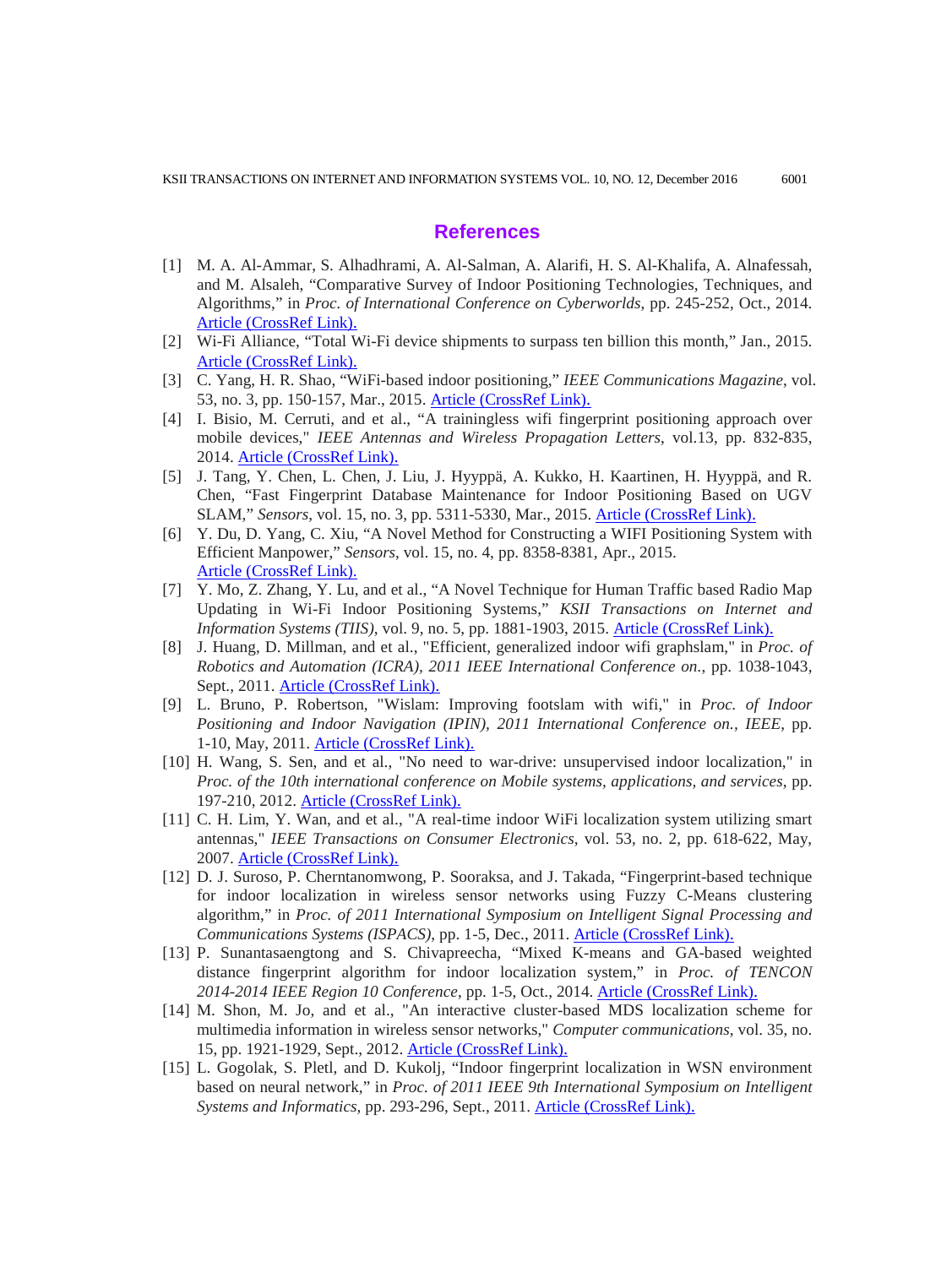## References

[1] M. A. Al-Ammar, S. Alhadhrami, A. Al-Salman, A. Alarifi, H. S. Al-Khalifa, A. Alnafessah, and M. Alsaleh, "Comparative Survey of Indoor Positioning Technologies, Techniques, and Algorithms," in *Proc. of International Conference on Cyberworlds*, pp. 245-252, Oct., 2014. Article (CrossRef Link).

[2] Wi-Fi Alliance, "Total Wi-Fi device shipments to surpass ten billion this month," Jan., 2015. Article (CrossRef Link).

[3] C. Yang, H. R. Shao, "WiFi-based indoor positioning," *IEEE Communications Magazine*, vol. 53, no. 3, pp. 150-157, Mar., 2015. Article (CrossRef Link).

[4] I. Bisio, M. Cerruti, and et al., "A trainingless wifi fingerprint positioning approach over mobile devices," *IEEE Antennas and Wireless Propagation Letters*, vol.13, pp. 832-835, 2014. Article (CrossRef Link).

[5] J. Tang, Y. Chen, L. Chen, J. Liu, J. Hyyppä, A. Kukko, H. Kaartinen, H. Hyyppä, and R. Chen, "Fast Fingerprint Database Maintenance for Indoor Positioning Based on UGV SLAM," *Sensors*, vol. 15, no. 3, pp. 5311-5330, Mar., 2015. Article (CrossRef Link).

[6] Y. Du, D. Yang, C. Xiu, "A Novel Method for Constructing a WIFI Positioning System with Efficient Manpower," *Sensors*, vol. 15, no. 4, pp. 8358-8381, Apr., 2015. Article (CrossRef Link).

[7] Y. Mo, Z. Zhang, Y. Lu, and et al., "A Novel Technique for Human Traffic based Radio Map Updating in Wi-Fi Indoor Positioning Systems," *KSII Transactions on Internet and Information Systems (TIIS)*, vol. 9, no. 5, pp. 1881-1903, 2015. Article (CrossRef Link).

[8] J. Huang, D. Millman, and et al., "Efficient, generalized indoor wifi graphslam," in *Proc. of Robotics and Automation (ICRA), 2011 IEEE International Conference on.*, pp. 1038-1043, Sept., 2011. Article (CrossRef Link).

[9] L. Bruno, P. Robertson, "Wislam: Improving footslam with wifi," in *Proc. of Indoor Positioning and Indoor Navigation (IPIN), 2011 International Conference on., IEEE*, pp. 1-10, May, 2011. Article (CrossRef Link).

[10] H. Wang, S. Sen, and et al., "No need to war-drive: unsupervised indoor localization," in *Proc. of the 10th international conference on Mobile systems, applications, and services*, pp. 197-210, 2012. Article (CrossRef Link).

[11] C. H. Lim, Y. Wan, and et al., "A real-time indoor WiFi localization system utilizing smart antennas," *IEEE Transactions on Consumer Electronics*, vol. 53, no. 2, pp. 618-622, May, 2007. Article (CrossRef Link).

[12] D. J. Suroso, P. Cherntanomwong, P. Sooraksa, and J. Takada, "Fingerprint-based technique for indoor localization in wireless sensor networks using Fuzzy C-Means clustering algorithm," in *Proc. of 2011 International Symposium on Intelligent Signal Processing and Communications Systems (ISPACS)*, pp. 1-5, Dec., 2011. Article (CrossRef Link).

[13] P. Sunantasaengtong and S. Chivapreecha, "Mixed K-means and GA-based weighted distance fingerprint algorithm for indoor localization system," in *Proc. of TENCON 2014-2014 IEEE Region 10 Conference*, pp. 1-5, Oct., 2014. Article (CrossRef Link).

[14] M. Shon, M. Jo, and et al., "An interactive cluster-based MDS localization scheme for multimedia information in wireless sensor networks," *Computer communications*, vol. 35, no. 15, pp. 1921-1929, Sept., 2012. Article (CrossRef Link).

[15] L. Gogolak, S. Pletl, and D. Kukolj, "Indoor fingerprint localization in WSN environment based on neural network," in *Proc. of 2011 IEEE 9th International Symposium on Intelligent Systems and Informatics*, pp. 293-296, Sept., 2011. Article (CrossRef Link).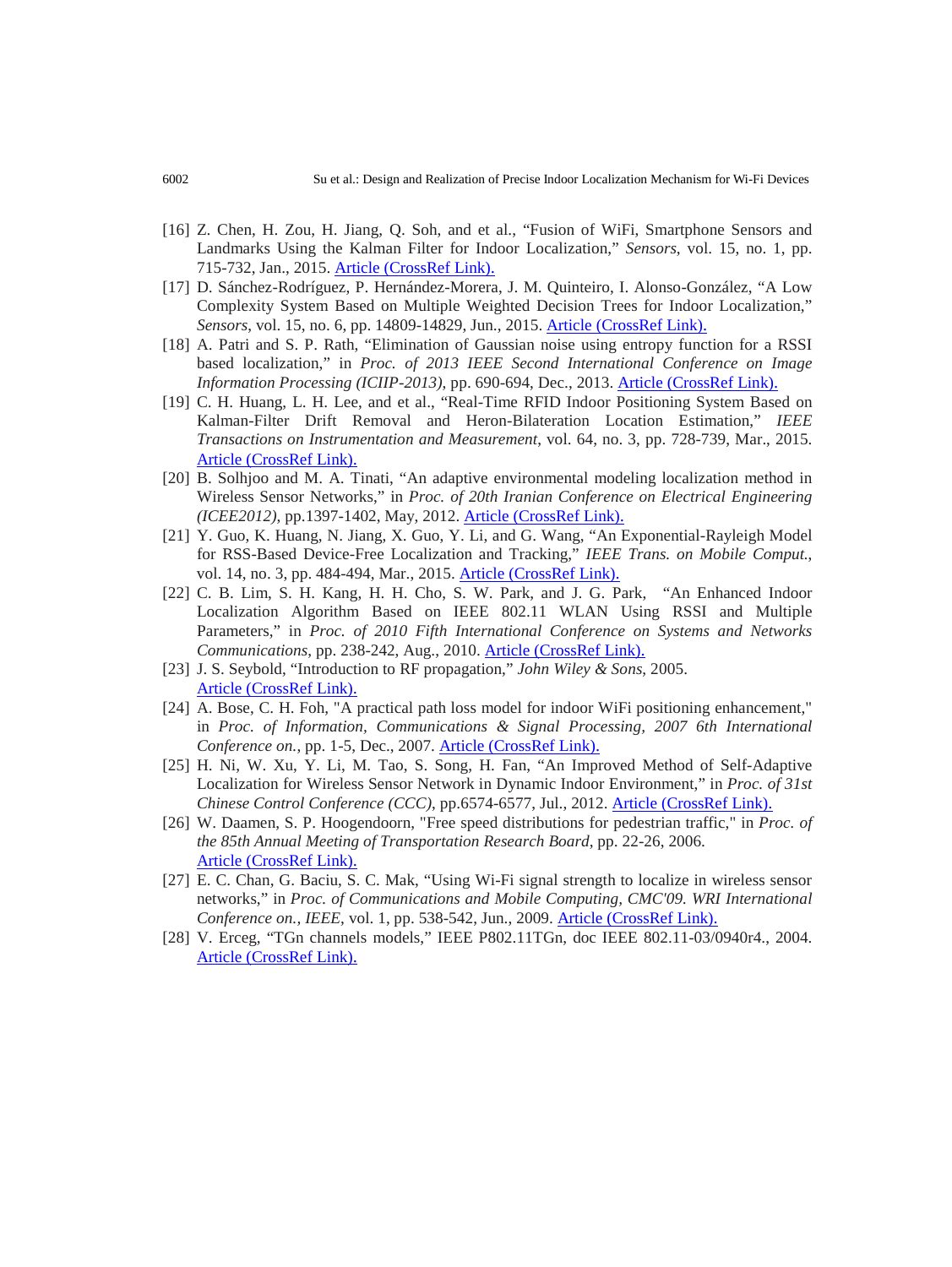[16] Z. Chen, H. Zou, H. Jiang, Q. Soh, and et al., "Fusion of WiFi, Smartphone Sensors and Landmarks Using the Kalman Filter for Indoor Localization," *Sensors*, vol. 15, no. 1, pp. 715-732, Jan., 2015. Article (CrossRef Link).

[17] D. Sánchez-Rodríguez, P. Hernández-Morera, J. M. Quinteiro, I. Alonso-González, "A Low Complexity System Based on Multiple Weighted Decision Trees for Indoor Localization," *Sensors*, vol. 15, no. 6, pp. 14809-14829, Jun., 2015. Article (CrossRef Link).

[18] A. Patri and S. P. Rath, "Elimination of Gaussian noise using entropy function for a RSSI based localization," in *Proc. of 2013 IEEE Second International Conference on Image Information Processing (ICIIP-2013)*, pp. 690-694, Dec., 2013. Article (CrossRef Link).

[19] C. H. Huang, L. H. Lee, and et al., "Real-Time RFID Indoor Positioning System Based on Kalman-Filter Drift Removal and Heron-Bilateration Location Estimation," *IEEE Transactions on Instrumentation and Measurement*, vol. 64, no. 3, pp. 728-739, Mar., 2015. Article (CrossRef Link).

[20] B. Solhjoo and M. A. Tinati, "An adaptive environmental modeling localization method in Wireless Sensor Networks," in *Proc. of 20th Iranian Conference on Electrical Engineering (ICEE2012)*, pp.1397-1402, May, 2012. Article (CrossRef Link).

[21] Y. Guo, K. Huang, N. Jiang, X. Guo, Y. Li, and G. Wang, "An Exponential-Rayleigh Model for RSS-Based Device-Free Localization and Tracking," *IEEE Trans. on Mobile Comput.*, vol. 14, no. 3, pp. 484-494, Mar., 2015. Article (CrossRef Link).

[22] C. B. Lim, S. H. Kang, H. H. Cho, S. W. Park, and J. G. Park, "An Enhanced Indoor Localization Algorithm Based on IEEE 802.11 WLAN Using RSSI and Multiple Parameters," in *Proc. of 2010 Fifth International Conference on Systems and Networks Communications*, pp. 238-242, Aug., 2010. Article (CrossRef Link).

[23] J. S. Seybold, "Introduction to RF propagation," *John Wiley & Sons*, 2005. Article (CrossRef Link).

[24] A. Bose, C. H. Foh, "A practical path loss model for indoor WiFi positioning enhancement," in *Proc. of Information, Communications & Signal Processing, 2007 6th International Conference on.*, pp. 1-5, Dec., 2007. Article (CrossRef Link).

[25] H. Ni, W. Xu, Y. Li, M. Tao, S. Song, H. Fan, "An Improved Method of Self-Adaptive Localization for Wireless Sensor Network in Dynamic Indoor Environment," in *Proc. of 31st Chinese Control Conference (CCC)*, pp.6574-6577, Jul., 2012. Article (CrossRef Link).

[26] W. Daamen, S. P. Hoogendoorn, "Free speed distributions for pedestrian traffic," in *Proc. of the 85th Annual Meeting of Transportation Research Board*, pp. 22-26, 2006. Article (CrossRef Link).

[27] E. C. Chan, G. Baciu, S. C. Mak, "Using Wi-Fi signal strength to localize in wireless sensor networks," in *Proc. of Communications and Mobile Computing, CMC'09. WRI International Conference on., IEEE*, vol. 1, pp. 538-542, Jun., 2009. Article (CrossRef Link).

[28] V. Erceg, "TGn channels models," IEEE P802.11TGn, doc IEEE 802.11-03/0940r4., 2004. Article (CrossRef Link).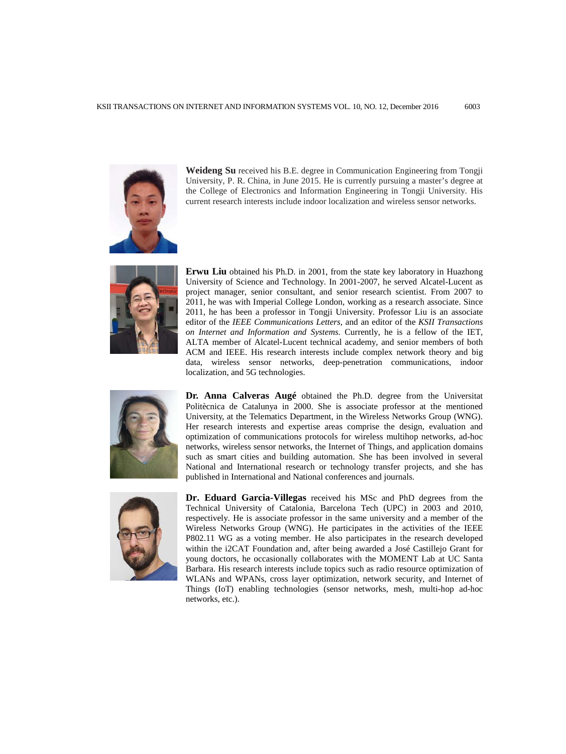**Weideng Su** received his B.E. degree in Communication Engineering from Tongji University, P. R. China, in June 2015. He is currently pursuing a master's degree at the College of Electronics and Information Engineering in Tongji University. His current research interests include indoor localization and wireless sensor networks.

**Erwu Liu** obtained his Ph.D. in 2001, from the state key laboratory in Huazhong University of Science and Technology. In 2001-2007, he served Alcatel-Lucent as project manager, senior consultant, and senior research scientist. From 2007 to 2011, he was with Imperial College London, working as a research associate. Since 2011, he has been a professor in Tongji University. Professor Liu is an associate editor of the *IEEE Communications Letters*, and an editor of the *KSII Transactions on Internet and Information and Systems*. Currently, he is a fellow of the IET, ALTA member of Alcatel-Lucent technical academy, and senior members of both ACM and IEEE. His research interests include complex network theory and big data, wireless sensor networks, deep-penetration communications, indoor localization, and 5G technologies.

**Dr. Anna Calveras Augé** obtained the Ph.D. degree from the Universitat Politècnica de Catalunya in 2000. She is associate professor at the mentioned University, at the Telematics Department, in the Wireless Networks Group (WNG). Her research interests and expertise areas comprise the design, evaluation and optimization of communications protocols for wireless multihop networks, ad-hoc networks, wireless sensor networks, the Internet of Things, and application domains such as smart cities and building automation. She has been involved in several National and International research or technology transfer projects, and she has published in International and National conferences and journals.

**Dr. Eduard Garcia-Villegas** received his MSc and PhD degrees from the Technical University of Catalonia, Barcelona Tech (UPC) in 2003 and 2010, respectively. He is associate professor in the same university and a member of the Wireless Networks Group (WNG). He participates in the activities of the IEEE P802.11 WG as a voting member. He also participates in the research developed within the i2CAT Foundation and, after being awarded a José Castillejo Grant for young doctors, he occasionally collaborates with the MOMENT Lab at UC Santa Barbara. His research interests include topics such as radio resource optimization of WLANs and WPANs, cross layer optimization, network security, and Internet of Things (IoT) enabling technologies (sensor networks, mesh, multi-hop ad-hoc networks, etc.).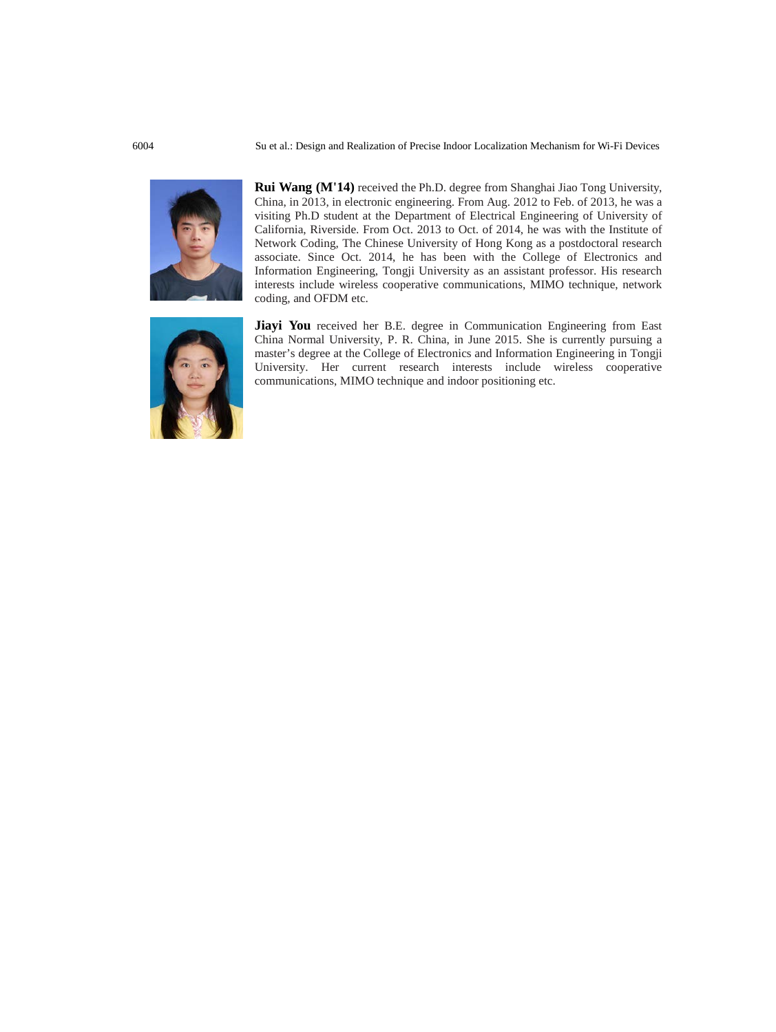**Rui Wang (M'14)** received the Ph.D. degree from Shanghai Jiao Tong University, China, in 2013, in electronic engineering. From Aug. 2012 to Feb. of 2013, he was a visiting Ph.D student at the Department of Electrical Engineering of University of California, Riverside. From Oct. 2013 to Oct. of 2014, he was with the Institute of Network Coding, The Chinese University of Hong Kong as a postdoctoral research associate. Since Oct. 2014, he has been with the College of Electronics and Information Engineering, Tongji University as an assistant professor. His research interests include wireless cooperative communications, MIMO technique, network coding, and OFDM etc.

**Jiayi You** received her B.E. degree in Communication Engineering from East China Normal University, P. R. China, in June 2015. She is currently pursuing a master's degree at the College of Electronics and Information Engineering in Tongji University. Her current research interests include wireless cooperative communications, MIMO technique and indoor positioning etc.